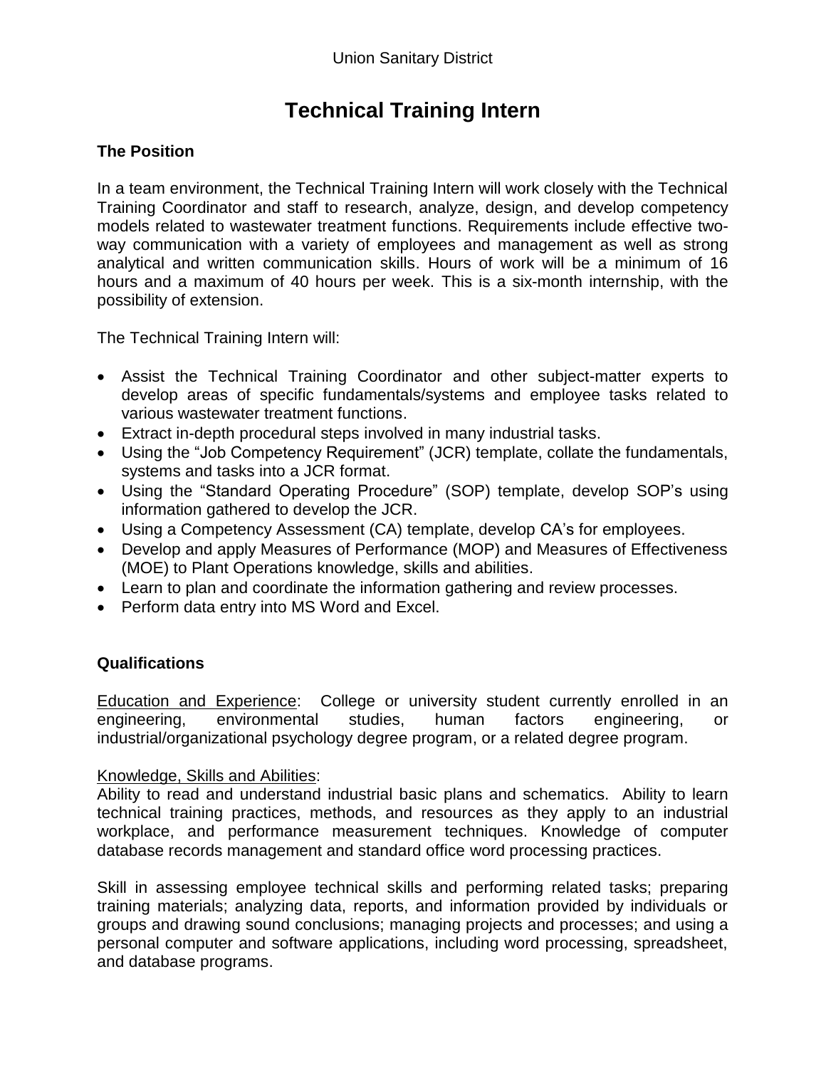Union Sanitary District

# Technical Training Intern

## The Position

In a team environment, the Technical Training Intern will work closely with the Technical Training Coordinator and staff to research, analyze, design, and develop competency models related to wastewater treatment functions. Requirements include effective two-way communication with a variety of employees and management as well as strong analytical and written communication skills. Hours of work will be a minimum of 16 hours and a maximum of 40 hours per week. This is a six-month internship, with the possibility of extension.

The Technical Training Intern will:

- Assist the Technical Training Coordinator and other subject-matter experts to develop areas of specific fundamentals/systems and employee tasks related to various wastewater treatment functions.
- Extract in-depth procedural steps involved in many industrial tasks.
- Using the "Job Competency Requirement" (JCR) template, collate the fundamentals, systems and tasks into a JCR format.
- Using the "Standard Operating Procedure" (SOP) template, develop SOP's using information gathered to develop the JCR.
- Using a Competency Assessment (CA) template, develop CA's for employees.
- Develop and apply Measures of Performance (MOP) and Measures of Effectiveness (MOE) to Plant Operations knowledge, skills and abilities.
- Learn to plan and coordinate the information gathering and review processes.
- Perform data entry into MS Word and Excel.

## Qualifications

<u>Education and Experience</u>: College or university student currently enrolled in an engineering, environmental studies, human factors engineering, or industrial/organizational psychology degree program, or a related degree program.

<u>Knowledge, Skills and Abilities</u>:
Ability to read and understand industrial basic plans and schematics. Ability to learn technical training practices, methods, and resources as they apply to an industrial workplace, and performance measurement techniques. Knowledge of computer database records management and standard office word processing practices.

Skill in assessing employee technical skills and performing related tasks; preparing training materials; analyzing data, reports, and information provided by individuals or groups and drawing sound conclusions; managing projects and processes; and using a personal computer and software applications, including word processing, spreadsheet, and database programs.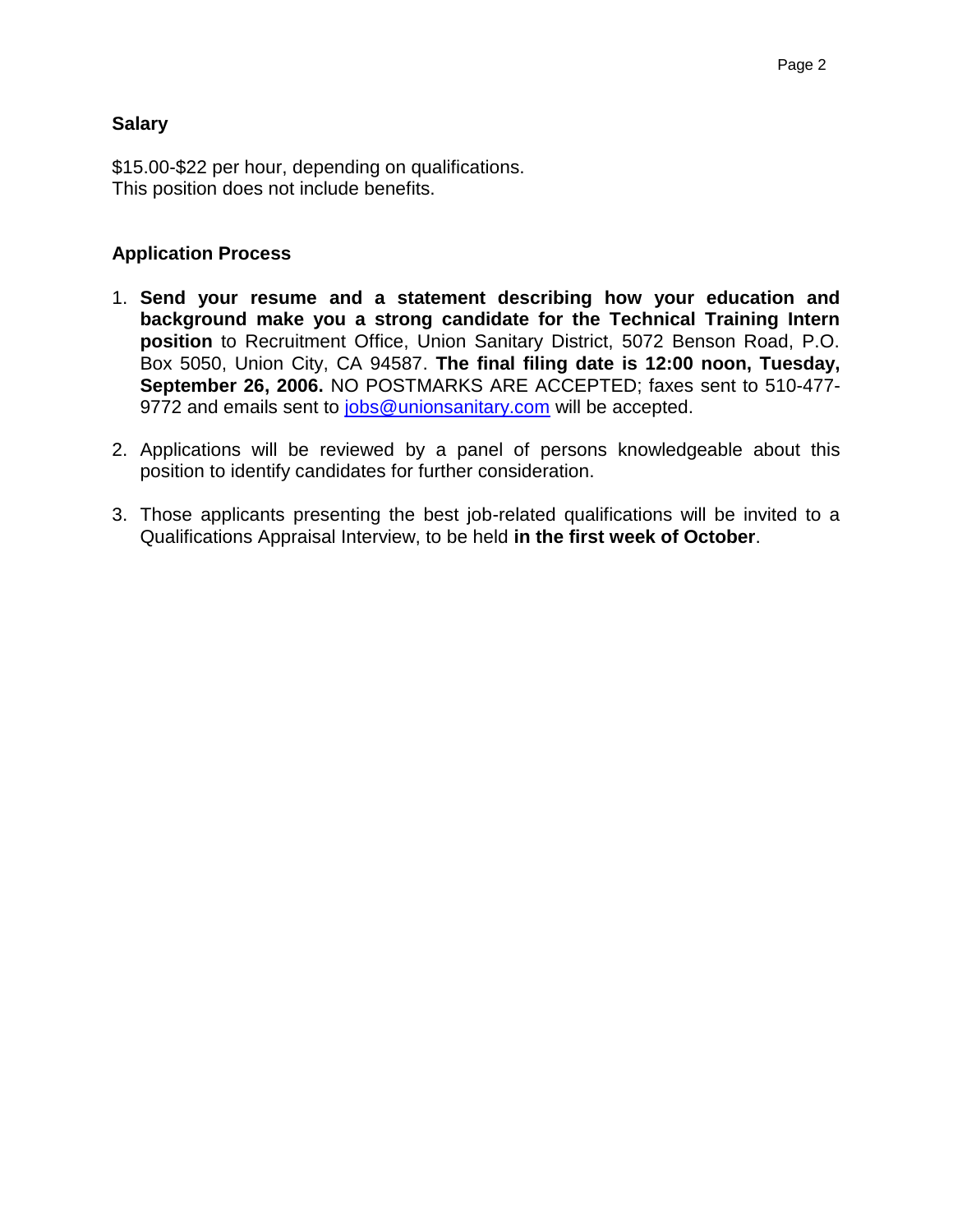## Salary

$15.00-$22 per hour, depending on qualifications.
This position does not include benefits.

## Application Process

1. **Send your resume and a statement describing how your education and background make you a strong candidate for the Technical Training Intern position** to Recruitment Office, Union Sanitary District, 5072 Benson Road, P.O. Box 5050, Union City, CA 94587. **The final filing date is 12:00 noon, Tuesday, September 26, 2006.** NO POSTMARKS ARE ACCEPTED; faxes sent to 510-477-9772 and emails sent to jobs@unionsanitary.com will be accepted.

2. Applications will be reviewed by a panel of persons knowledgeable about this position to identify candidates for further consideration.

3. Those applicants presenting the best job-related qualifications will be invited to a Qualifications Appraisal Interview, to be held **in the first week of October**.